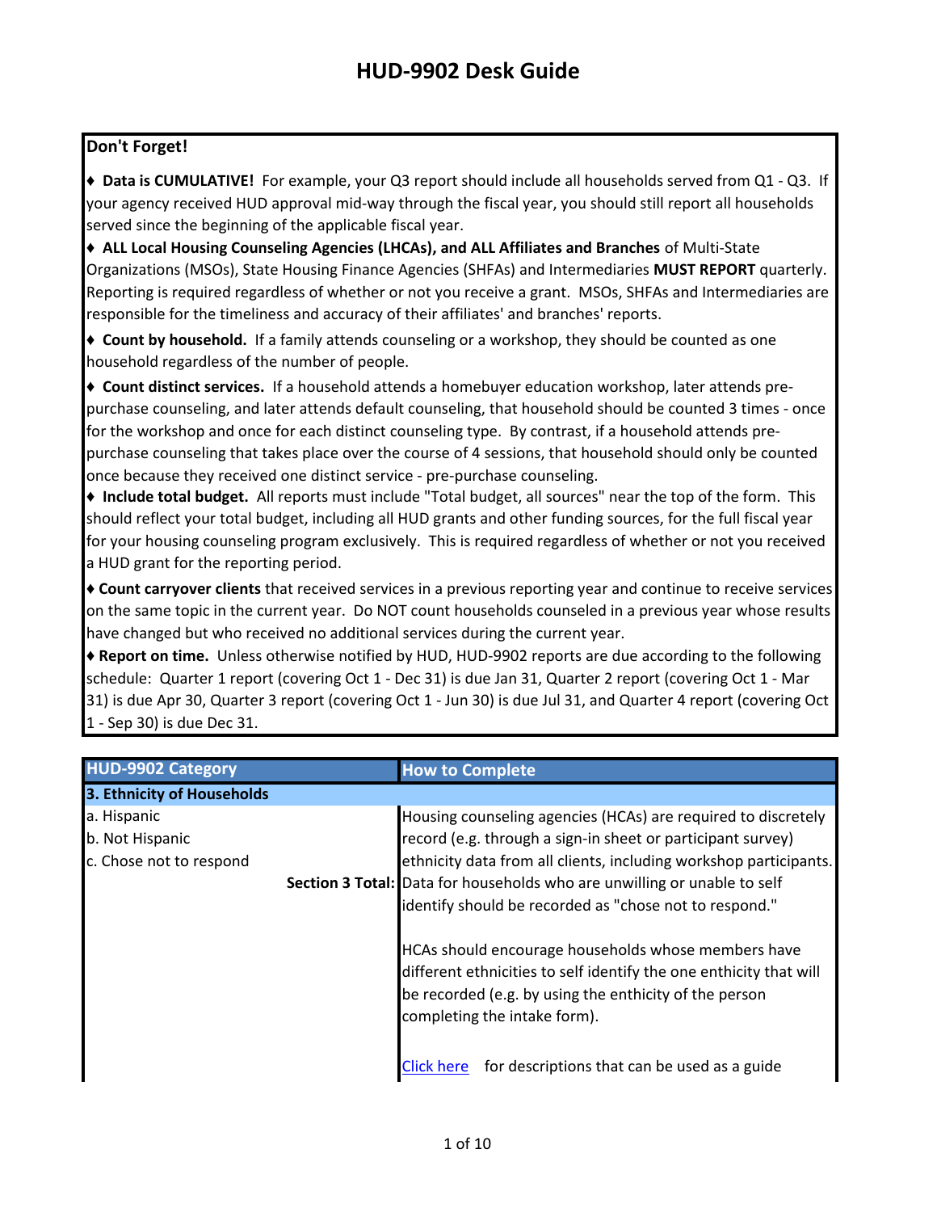# HUD-9902 Desk Guide

**Don't Forget!**

♦ **Data is CUMULATIVE!** For example, your Q3 report should include all households served from Q1 - Q3. If your agency received HUD approval mid-way through the fiscal year, you should still report all households served since the beginning of the applicable fiscal year.

♦ **ALL Local Housing Counseling Agencies (LHCAs), and ALL Affiliates and Branches** of Multi-State Organizations (MSOs), State Housing Finance Agencies (SHFAs) and Intermediaries **MUST REPORT** quarterly. Reporting is required regardless of whether or not you receive a grant. MSOs, SHFAs and Intermediaries are responsible for the timeliness and accuracy of their affiliates' and branches' reports.

♦ **Count by household.** If a family attends counseling or a workshop, they should be counted as one household regardless of the number of people.

♦ **Count distinct services.** If a household attends a homebuyer education workshop, later attends pre-purchase counseling, and later attends default counseling, that household should be counted 3 times - once for the workshop and once for each distinct counseling type. By contrast, if a household attends pre-purchase counseling that takes place over the course of 4 sessions, that household should only be counted once because they received one distinct service - pre-purchase counseling.

♦ **Include total budget.** All reports must include "Total budget, all sources" near the top of the form. This should reflect your total budget, including all HUD grants and other funding sources, for the full fiscal year for your housing counseling program exclusively. This is required regardless of whether or not you received a HUD grant for the reporting period.

♦ **Count carryover clients** that received services in a previous reporting year and continue to receive services on the same topic in the current year. Do NOT count households counseled in a previous year whose results have changed but who received no additional services during the current year.

♦ **Report on time.** Unless otherwise notified by HUD, HUD-9902 reports are due according to the following schedule: Quarter 1 report (covering Oct 1 - Dec 31) is due Jan 31, Quarter 2 report (covering Oct 1 - Mar 31) is due Apr 30, Quarter 3 report (covering Oct 1 - Jun 30) is due Jul 31, and Quarter 4 report (covering Oct 1 - Sep 30) is due Dec 31.

| HUD-9902 Category | How to Complete |
|---|---|
| **3. Ethnicity of Households** | |
| a. Hispanic<br>b. Not Hispanic<br>c. Chose not to respond<br>**Section 3 Total:** | Housing counseling agencies (HCAs) are required to discretely record (e.g. through a sign-in sheet or participant survey) ethnicity data from all clients, including workshop participants. Data for households who are unwilling or unable to self identify should be recorded as "chose not to respond."<br><br>HCAs should encourage households whose members have different ethnicities to self identify the one enthicity that will be recorded (e.g. by using the enthicity of the person completing the intake form).<br><br>Click here for descriptions that can be used as a guide |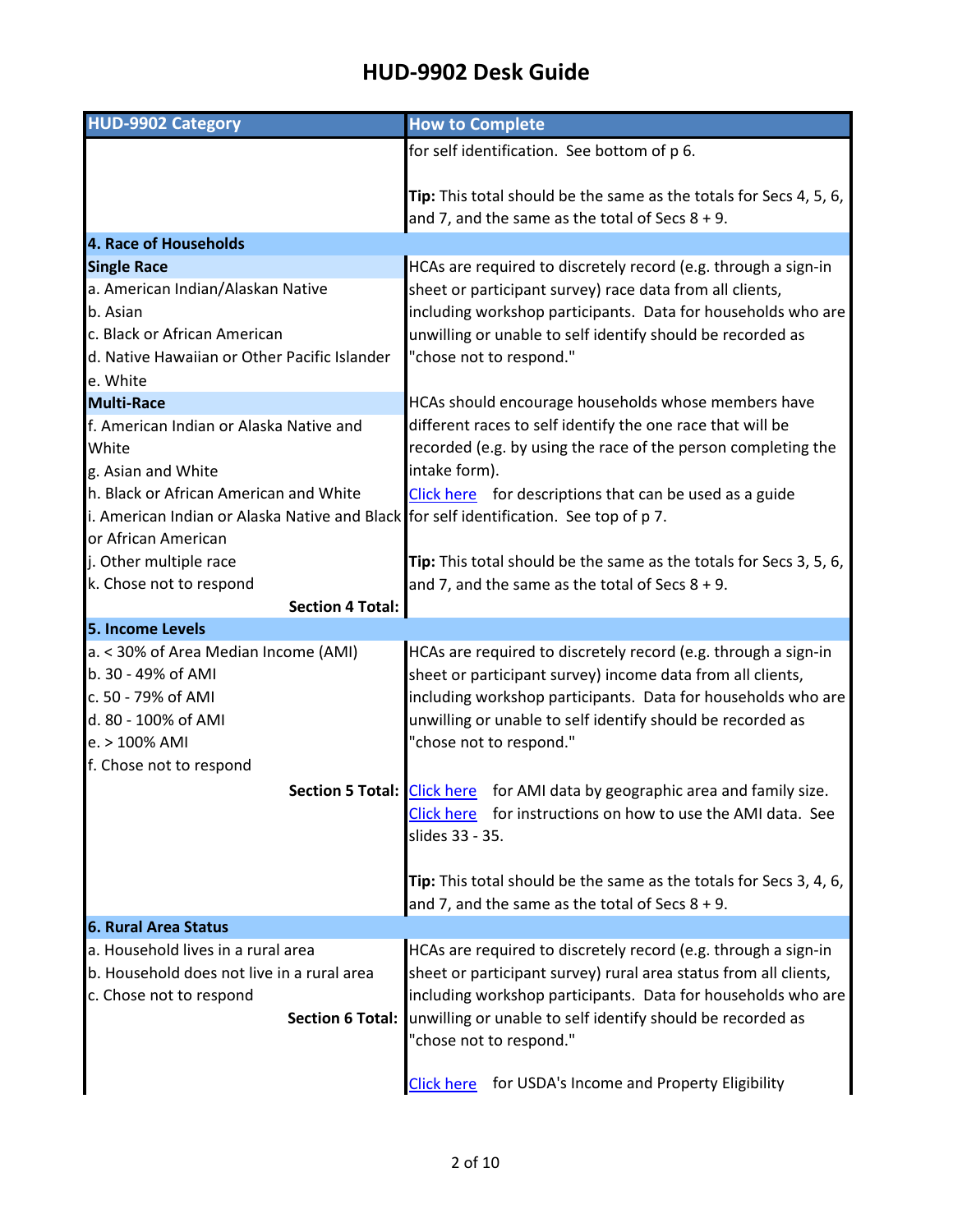# HUD-9902 Desk Guide

| HUD-9902 Category | How to Complete |
|---|---|
| | for self identification. See bottom of p 6.<br><br>**Tip:** This total should be the same as the totals for Secs 4, 5, 6, and 7, and the same as the total of Secs 8 + 9. |
| **4. Race of Households** | |
| **Single Race**<br>a. American Indian/Alaskan Native<br>b. Asian<br>c. Black or African American<br>d. Native Hawaiian or Other Pacific Islander<br>e. White | HCAs are required to discretely record (e.g. through a sign-in sheet or participant survey) race data from all clients, including workshop participants. Data for households who are unwilling or unable to self identify should be recorded as "chose not to respond." |
| **Multi-Race**<br>f. American Indian or Alaska Native and White<br>g. Asian and White<br>h. Black or African American and White<br>i. American Indian or Alaska Native and Black or African American<br>j. Other multiple race<br>k. Chose not to respond<br>**Section 4 Total:** | HCAs should encourage households whose members have different races to self identify the one race that will be recorded (e.g. by using the race of the person completing the intake form).<br>Click here for descriptions that can be used as a guide for self identification. See top of p 7.<br><br>**Tip:** This total should be the same as the totals for Secs 3, 5, 6, and 7, and the same as the total of Secs 8 + 9. |
| **5. Income Levels** | |
| a. < 30% of Area Median Income (AMI)<br>b. 30 - 49% of AMI<br>c. 50 - 79% of AMI<br>d. 80 - 100% of AMI<br>e. > 100% AMI<br>f. Chose not to respond<br>**Section 5 Total:** | HCAs are required to discretely record (e.g. through a sign-in sheet or participant survey) income data from all clients, including workshop participants. Data for households who are unwilling or unable to self identify should be recorded as "chose not to respond."<br>Click here for AMI data by geographic area and family size.<br>Click here for instructions on how to use the AMI data. See slides 33 - 35.<br><br>**Tip:** This total should be the same as the totals for Secs 3, 4, 6, and 7, and the same as the total of Secs 8 + 9. |
| **6. Rural Area Status** | |
| a. Household lives in a rural area<br>b. Household does not live in a rural area<br>c. Chose not to respond<br>**Section 6 Total:** | HCAs are required to discretely record (e.g. through a sign-in sheet or participant survey) rural area status from all clients, including workshop participants. Data for households who are unwilling or unable to self identify should be recorded as "chose not to respond."<br><br>Click here for USDA's Income and Property Eligibility |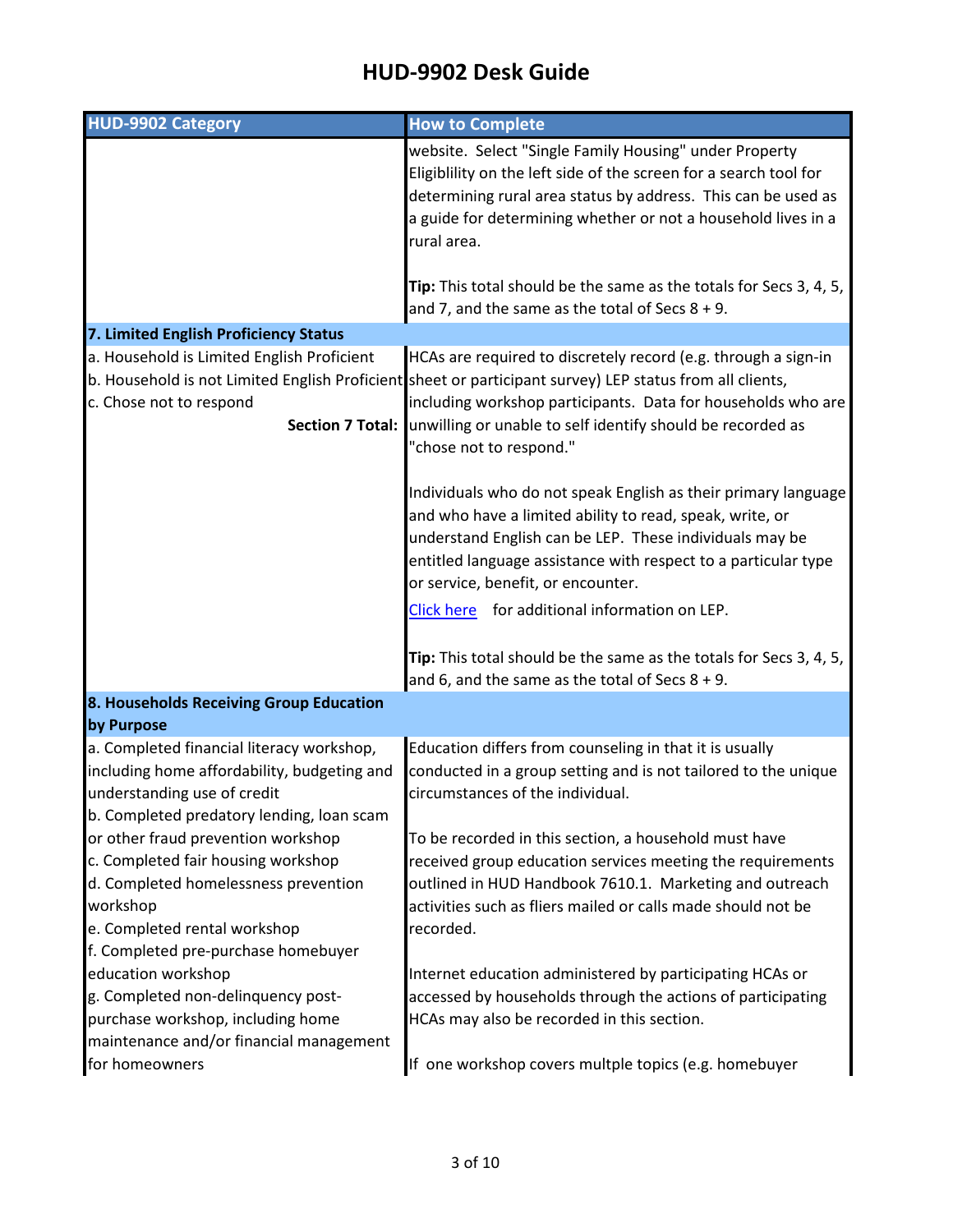# HUD-9902 Desk Guide

| HUD-9902 Category | How to Complete |
|---|---|
| | website. Select "Single Family Housing" under Property Eligiblility on the left side of the screen for a search tool for determining rural area status by address. This can be used as a guide for determining whether or not a household lives in a rural area.<br><br>**Tip:** This total should be the same as the totals for Secs 3, 4, 5, and 7, and the same as the total of Secs 8 + 9. |
| **7. Limited English Proficiency Status** | |
| a. Household is Limited English Proficient<br>b. Household is not Limited English Proficient<br>c. Chose not to respond<br>**Section 7 Total:** | HCAs are required to discretely record (e.g. through a sign-in sheet or participant survey) LEP status from all clients, including workshop participants. Data for households who are unwilling or unable to self identify should be recorded as "chose not to respond."<br><br>Individuals who do not speak English as their primary language and who have a limited ability to read, speak, write, or understand English can be LEP. These individuals may be entitled language assistance with respect to a particular type or service, benefit, or encounter.<br>Click here for additional information on LEP.<br><br>**Tip:** This total should be the same as the totals for Secs 3, 4, 5, and 6, and the same as the total of Secs 8 + 9. |
| **8. Households Receiving Group Education by Purpose** | |
| a. Completed financial literacy workshop, including home affordability, budgeting and understanding use of credit<br>b. Completed predatory lending, loan scam or other fraud prevention workshop<br>c. Completed fair housing workshop<br>d. Completed homelessness prevention workshop<br>e. Completed rental workshop<br>f. Completed pre-purchase homebuyer education workshop<br>g. Completed non-delinquency post-purchase workshop, including home maintenance and/or financial management for homeowners | Education differs from counseling in that it is usually conducted in a group setting and is not tailored to the unique circumstances of the individual.<br><br>To be recorded in this section, a household must have received group education services meeting the requirements outlined in HUD Handbook 7610.1. Marketing and outreach activities such as fliers mailed or calls made should not be recorded.<br><br>Internet education administered by participating HCAs or accessed by households through the actions of participating HCAs may also be recorded in this section.<br><br>If one workshop covers multple topics (e.g. homebuyer |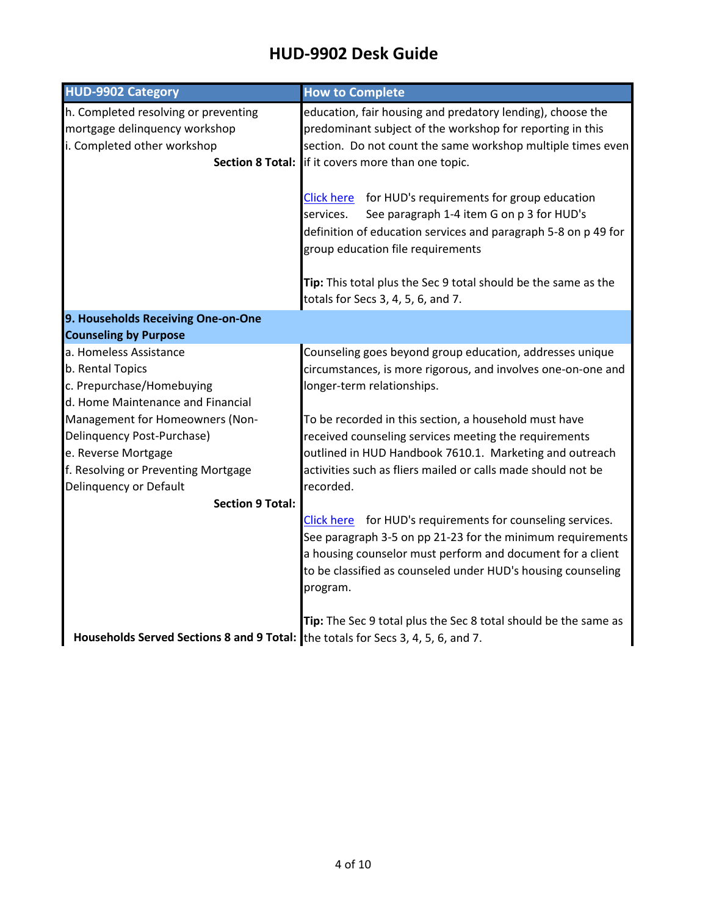# HUD-9902 Desk Guide

| HUD-9902 Category | How to Complete |
|---|---|
| h. Completed resolving or preventing mortgage delinquency workshop<br>i. Completed other workshop<br>**Section 8 Total:** | education, fair housing and predatory lending), choose the predominant subject of the workshop for reporting in this section. Do not count the same workshop multiple times even if it covers more than one topic.<br><br>Click here for HUD's requirements for group education services. See paragraph 1-4 item G on p 3 for HUD's definition of education services and paragraph 5-8 on p 49 for group education file requirements<br><br>**Tip:** This total plus the Sec 9 total should be the same as the totals for Secs 3, 4, 5, 6, and 7. |
| **9. Households Receiving One-on-One Counseling by Purpose** | |
| a. Homeless Assistance<br>b. Rental Topics<br>c. Prepurchase/Homebuying<br>d. Home Maintenance and Financial Management for Homeowners (Non-Delinquency Post-Purchase)<br>e. Reverse Mortgage<br>f. Resolving or Preventing Mortgage Delinquency or Default<br>**Section 9 Total:**<br><br>**Households Served Sections 8 and 9 Total:** | Counseling goes beyond group education, addresses unique circumstances, is more rigorous, and involves one-on-one and longer-term relationships.<br><br>To be recorded in this section, a household must have received counseling services meeting the requirements outlined in HUD Handbook 7610.1. Marketing and outreach activities such as fliers mailed or calls made should not be recorded.<br><br>Click here for HUD's requirements for counseling services. See paragraph 3-5 on pp 21-23 for the minimum requirements a housing counselor must perform and document for a client to be classified as counseled under HUD's housing counseling program.<br><br>**Tip:** The Sec 9 total plus the Sec 8 total should be the same as the totals for Secs 3, 4, 5, 6, and 7. |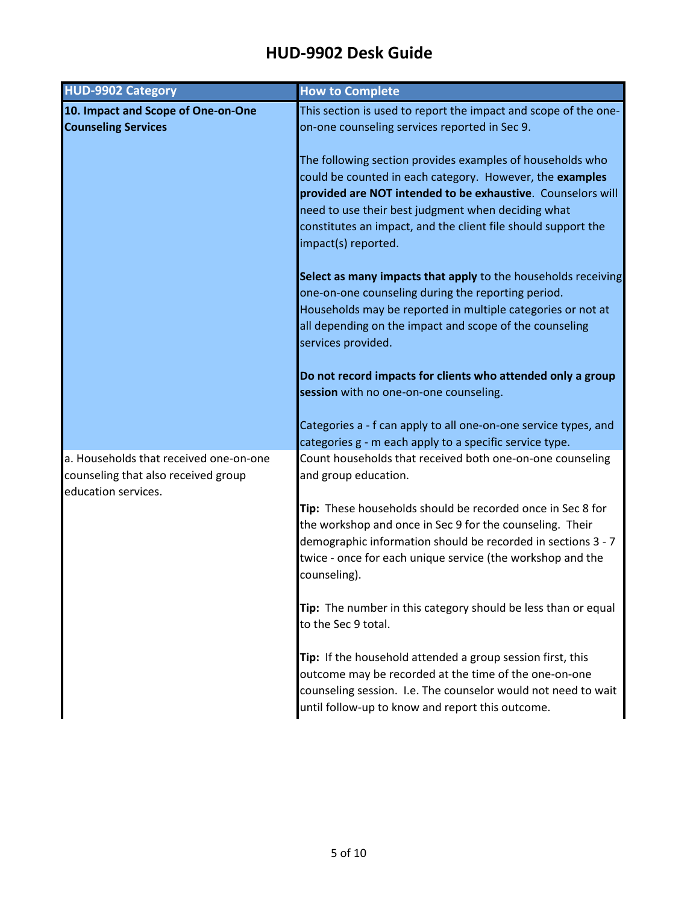# HUD-9902 Desk Guide

| HUD-9902 Category | How to Complete |
| --- | --- |
| **10. Impact and Scope of One-on-One Counseling Services** | This section is used to report the impact and scope of the one-on-one counseling services reported in Sec 9.<br><br>The following section provides examples of households who could be counted in each category. However, the **examples provided are NOT intended to be exhaustive**. Counselors will need to use their best judgment when deciding what constitutes an impact, and the client file should support the impact(s) reported.<br><br>**Select as many impacts that apply** to the households receiving one-on-one counseling during the reporting period. Households may be reported in multiple categories or not at all depending on the impact and scope of the counseling services provided.<br><br>**Do not record impacts for clients who attended only a group session** with no one-on-one counseling.<br><br>Categories a - f can apply to all one-on-one service types, and categories g - m each apply to a specific service type. |
| a. Households that received one-on-one counseling that also received group education services. | Count households that received both one-on-one counseling and group education.<br><br>**Tip:** These households should be recorded once in Sec 8 for the workshop and once in Sec 9 for the counseling. Their demographic information should be recorded in sections 3 - 7 twice - once for each unique service (the workshop and the counseling).<br><br>**Tip:** The number in this category should be less than or equal to the Sec 9 total.<br><br>**Tip:** If the household attended a group session first, this outcome may be recorded at the time of the one-on-one counseling session. I.e. The counselor would not need to wait until follow-up to know and report this outcome. |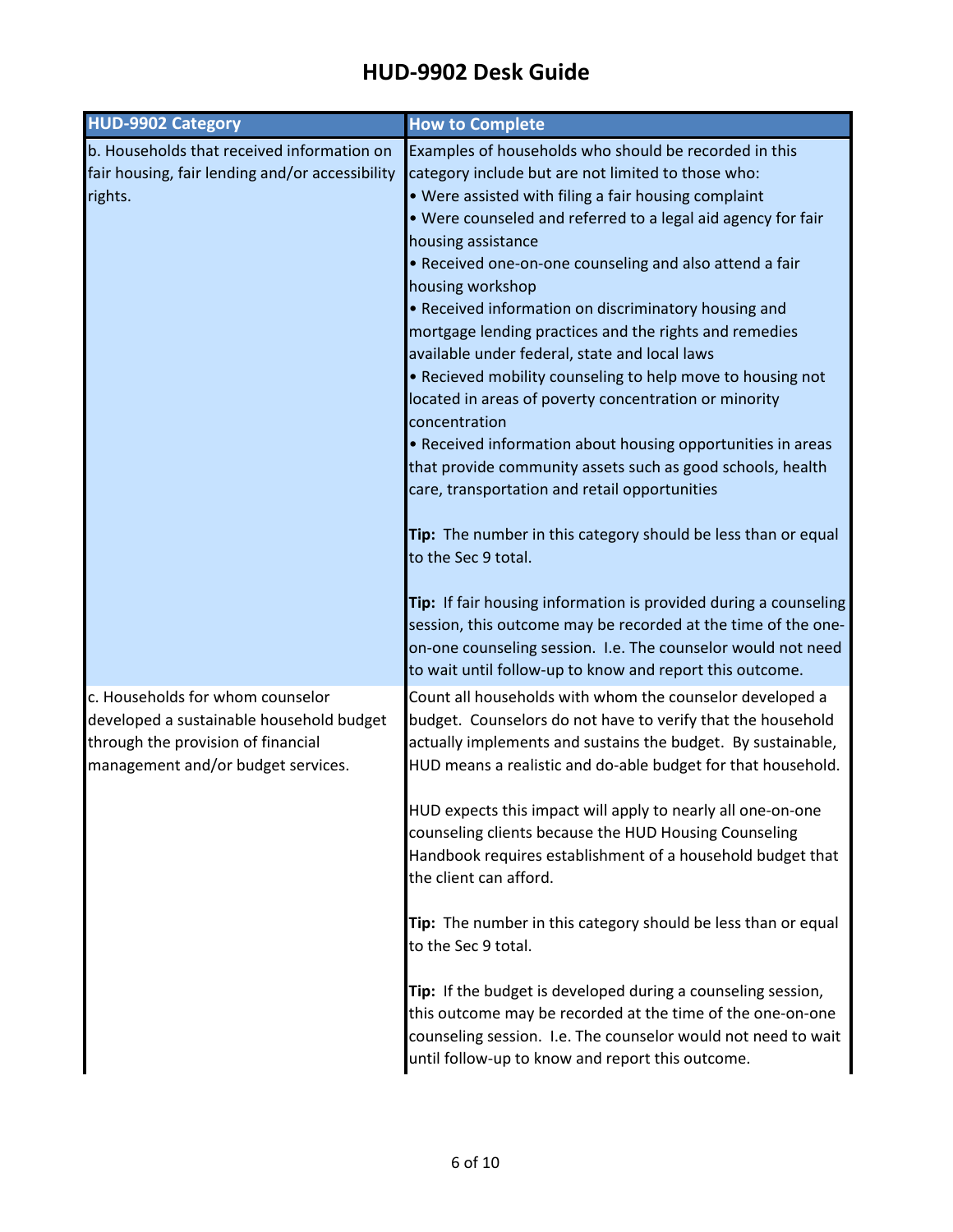# HUD-9902 Desk Guide

| HUD-9902 Category | How to Complete |
|---|---|
| b. Households that received information on fair housing, fair lending and/or accessibility rights. | Examples of households who should be recorded in this category include but are not limited to those who:<br>• Were assisted with filing a fair housing complaint<br>• Were counseled and referred to a legal aid agency for fair housing assistance<br>• Received one-on-one counseling and also attend a fair housing workshop<br>• Received information on discriminatory housing and mortgage lending practices and the rights and remedies available under federal, state and local laws<br>• Recieved mobility counseling to help move to housing not located in areas of poverty concentration or minority concentration<br>• Received information about housing opportunities in areas that provide community assets such as good schools, health care, transportation and retail opportunities<br><br>**Tip:** The number in this category should be less than or equal to the Sec 9 total.<br><br>**Tip:** If fair housing information is provided during a counseling session, this outcome may be recorded at the time of the one-on-one counseling session. I.e. The counselor would not need to wait until follow-up to know and report this outcome. |
| c. Households for whom counselor developed a sustainable household budget through the provision of financial management and/or budget services. | Count all households with whom the counselor developed a budget. Counselors do not have to verify that the household actually implements and sustains the budget. By sustainable, HUD means a realistic and do-able budget for that household.<br><br>HUD expects this impact will apply to nearly all one-on-one counseling clients because the HUD Housing Counseling Handbook requires establishment of a household budget that the client can afford.<br><br>**Tip:** The number in this category should be less than or equal to the Sec 9 total.<br><br>**Tip:** If the budget is developed during a counseling session, this outcome may be recorded at the time of the one-on-one counseling session. I.e. The counselor would not need to wait until follow-up to know and report this outcome. |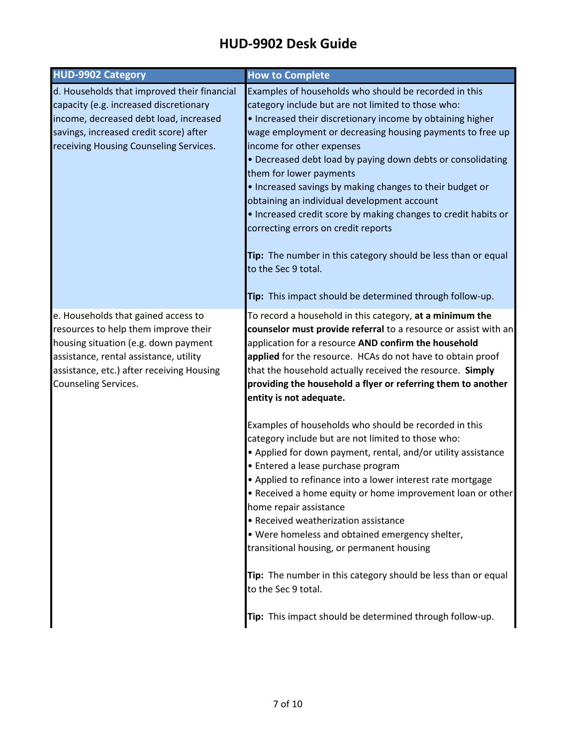# HUD-9902 Desk Guide

| HUD-9902 Category | How to Complete |
|---|---|
| d. Households that improved their financial capacity (e.g. increased discretionary income, decreased debt load, increased savings, increased credit score) after receiving Housing Counseling Services. | Examples of households who should be recorded in this category include but are not limited to those who:<br>• Increased their discretionary income by obtaining higher wage employment or decreasing housing payments to free up income for other expenses<br>• Decreased debt load by paying down debts or consolidating them for lower payments<br>• Increased savings by making changes to their budget or obtaining an individual development account<br>• Increased credit score by making changes to credit habits or correcting errors on credit reports<br><br>**Tip:** The number in this category should be less than or equal to the Sec 9 total.<br><br>**Tip:** This impact should be determined through follow-up. |
| e. Households that gained access to resources to help them improve their housing situation (e.g. down payment assistance, rental assistance, utility assistance, etc.) after receiving Housing Counseling Services. | To record a household in this category, **at a minimum the counselor must provide referral** to a resource or assist with an application for a resource **AND confirm the household applied** for the resource. HCAs do not have to obtain proof that the household actually received the resource. **Simply providing the household a flyer or referring them to another entity is not adequate.**<br><br>Examples of households who should be recorded in this category include but are not limited to those who:<br>• Applied for down payment, rental, and/or utility assistance<br>• Entered a lease purchase program<br>• Applied to refinance into a lower interest rate mortgage<br>• Received a home equity or home improvement loan or other home repair assistance<br>• Received weatherization assistance<br>• Were homeless and obtained emergency shelter, transitional housing, or permanent housing<br><br>**Tip:** The number in this category should be less than or equal to the Sec 9 total.<br><br>**Tip:** This impact should be determined through follow-up. |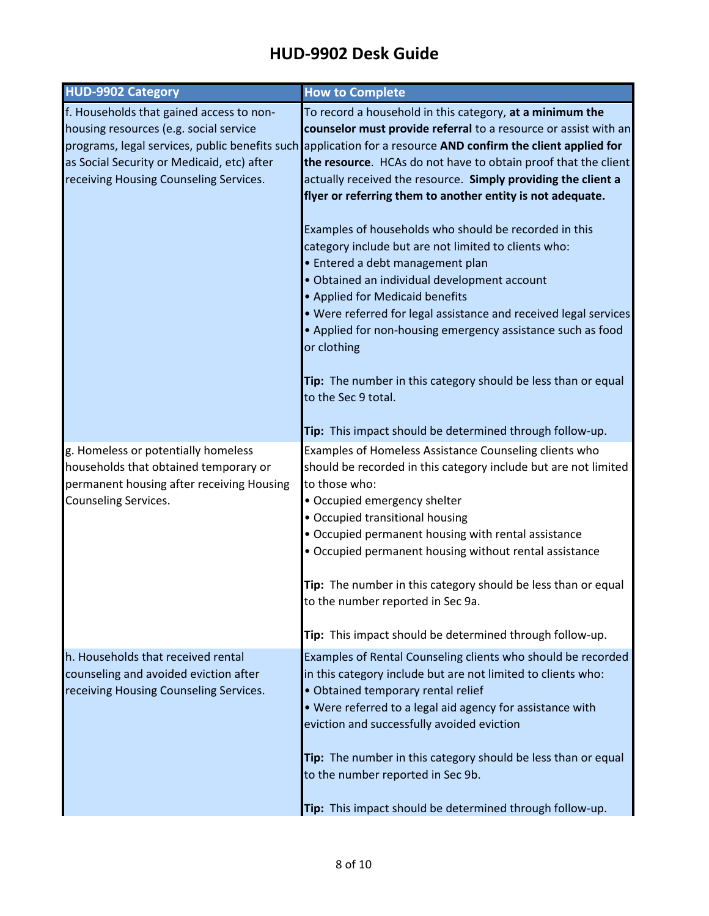# HUD-9902 Desk Guide

| HUD-9902 Category | How to Complete |
|---|---|
| f. Households that gained access to non-housing resources (e.g. social service programs, legal services, public benefits such as Social Security or Medicaid, etc) after receiving Housing Counseling Services. | To record a household in this category, **at a minimum the counselor must provide referral** to a resource or assist with an application for a resource **AND confirm the client applied for the resource**. HCAs do not have to obtain proof that the client actually received the resource. **Simply providing the client a flyer or referring them to another entity is not adequate.**<br><br>Examples of households who should be recorded in this category include but are not limited to clients who:<br>• Entered a debt management plan<br>• Obtained an individual development account<br>• Applied for Medicaid benefits<br>• Were referred for legal assistance and received legal services<br>• Applied for non-housing emergency assistance such as food or clothing<br><br>**Tip:** The number in this category should be less than or equal to the Sec 9 total.<br><br>**Tip:** This impact should be determined through follow-up. |
| g. Homeless or potentially homeless households that obtained temporary or permanent housing after receiving Housing Counseling Services. | Examples of Homeless Assistance Counseling clients who should be recorded in this category include but are not limited to those who:<br>• Occupied emergency shelter<br>• Occupied transitional housing<br>• Occupied permanent housing with rental assistance<br>• Occupied permanent housing without rental assistance<br><br>**Tip:** The number in this category should be less than or equal to the number reported in Sec 9a.<br><br>**Tip:** This impact should be determined through follow-up. |
| h. Households that received rental counseling and avoided eviction after receiving Housing Counseling Services. | Examples of Rental Counseling clients who should be recorded in this category include but are not limited to clients who:<br>• Obtained temporary rental relief<br>• Were referred to a legal aid agency for assistance with eviction and successfully avoided eviction<br><br>**Tip:** The number in this category should be less than or equal to the number reported in Sec 9b.<br><br>**Tip:** This impact should be determined through follow-up. |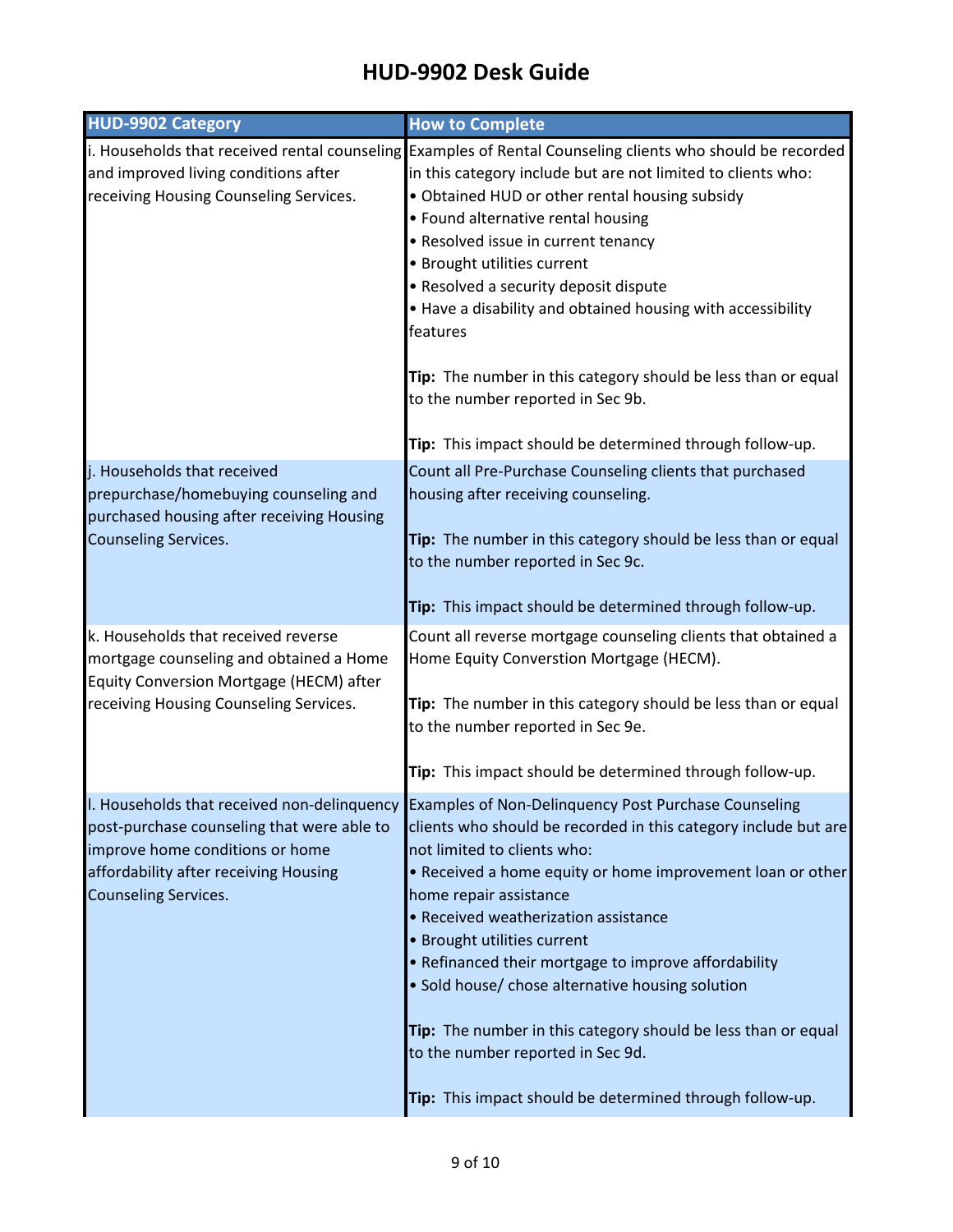# HUD-9902 Desk Guide

| HUD-9902 Category | How to Complete |
|---|---|
| i. Households that received rental counseling and improved living conditions after receiving Housing Counseling Services. | Examples of Rental Counseling clients who should be recorded in this category include but are not limited to clients who:<br>• Obtained HUD or other rental housing subsidy<br>• Found alternative rental housing<br>• Resolved issue in current tenancy<br>• Brought utilities current<br>• Resolved a security deposit dispute<br>• Have a disability and obtained housing with accessibility features<br><br>**Tip:** The number in this category should be less than or equal to the number reported in Sec 9b.<br><br>**Tip:** This impact should be determined through follow-up. |
| j. Households that received prepurchase/homebuying counseling and purchased housing after receiving Housing Counseling Services. | Count all Pre-Purchase Counseling clients that purchased housing after receiving counseling.<br><br>**Tip:** The number in this category should be less than or equal to the number reported in Sec 9c.<br><br>**Tip:** This impact should be determined through follow-up. |
| k. Households that received reverse mortgage counseling and obtained a Home Equity Conversion Mortgage (HECM) after receiving Housing Counseling Services. | Count all reverse mortgage counseling clients that obtained a Home Equity Converstion Mortgage (HECM).<br><br>**Tip:** The number in this category should be less than or equal to the number reported in Sec 9e.<br><br>**Tip:** This impact should be determined through follow-up. |
| l. Households that received non-delinquency post-purchase counseling that were able to improve home conditions or home affordability after receiving Housing Counseling Services. | Examples of Non-Delinquency Post Purchase Counseling clients who should be recorded in this category include but are not limited to clients who:<br>• Received a home equity or home improvement loan or other home repair assistance<br>• Received weatherization assistance<br>• Brought utilities current<br>• Refinanced their mortgage to improve affordability<br>• Sold house/ chose alternative housing solution<br><br>**Tip:** The number in this category should be less than or equal to the number reported in Sec 9d.<br><br>**Tip:** This impact should be determined through follow-up. |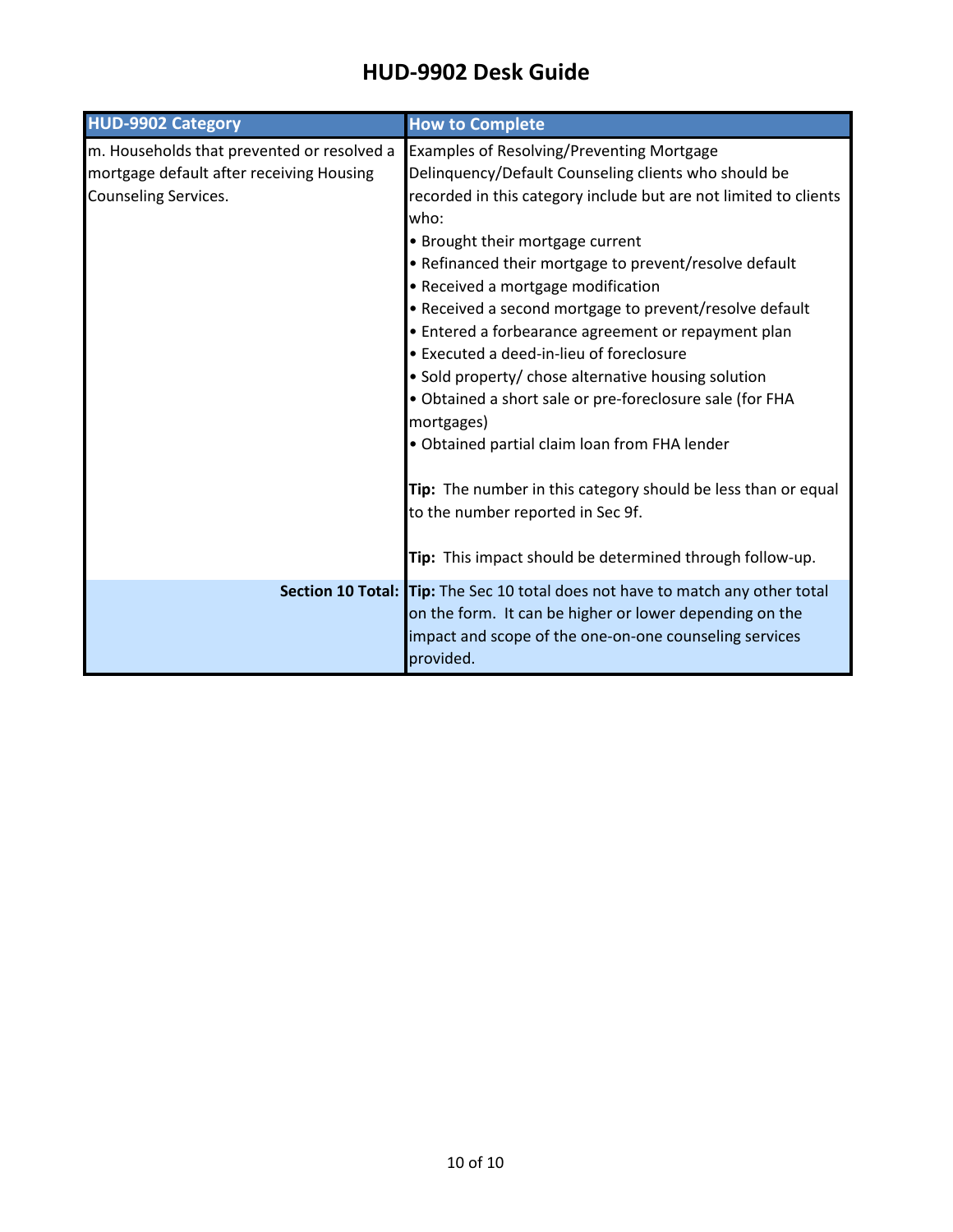# HUD-9902 Desk Guide

| HUD-9902 Category | How to Complete |
|---|---|
| m. Households that prevented or resolved a mortgage default after receiving Housing Counseling Services. | Examples of Resolving/Preventing Mortgage Delinquency/Default Counseling clients who should be recorded in this category include but are not limited to clients who:<br>• Brought their mortgage current<br>• Refinanced their mortgage to prevent/resolve default<br>• Received a mortgage modification<br>• Received a second mortgage to prevent/resolve default<br>• Entered a forbearance agreement or repayment plan<br>• Executed a deed-in-lieu of foreclosure<br>• Sold property/ chose alternative housing solution<br>• Obtained a short sale or pre-foreclosure sale (for FHA mortgages)<br>• Obtained partial claim loan from FHA lender<br><br>**Tip:** The number in this category should be less than or equal to the number reported in Sec 9f.<br><br>**Tip:** This impact should be determined through follow-up. |
| **Section 10 Total:** | **Tip:** The Sec 10 total does not have to match any other total on the form. It can be higher or lower depending on the impact and scope of the one-on-one counseling services provided. |